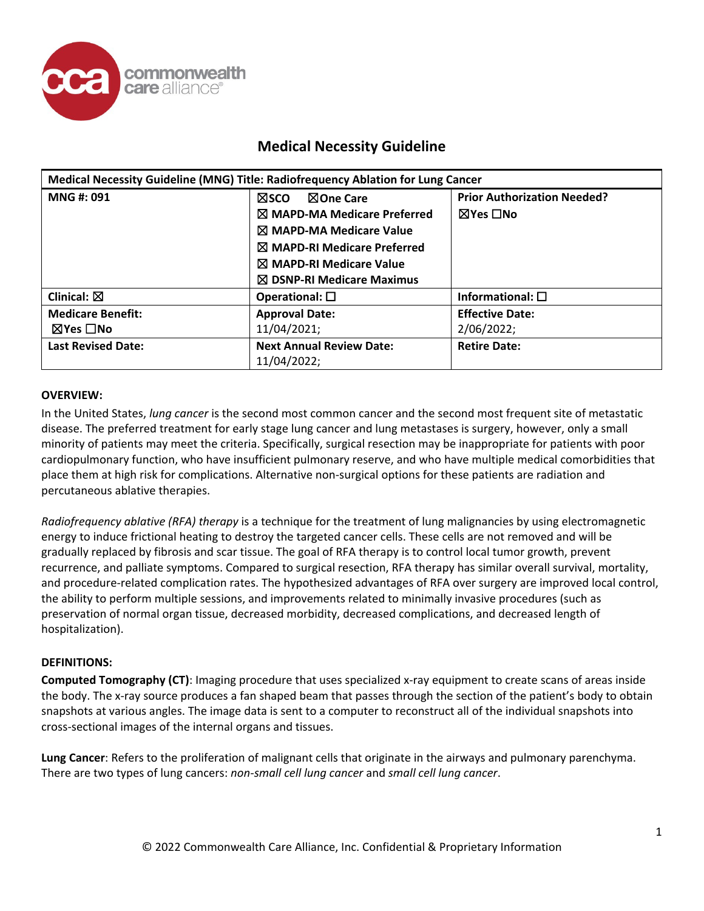# Medical Necessity Guideline

| Medical Necessity Guideline (MNG) Title: Radiofrequency Ablation for Lung Cancer | | |
|---|---|---|
| **MNG #: 091** | ☒**SCO** ☒**One Care**<br>☒ **MAPD-MA Medicare Preferred**<br>☒ **MAPD-MA Medicare Value**<br>☒ **MAPD-RI Medicare Preferred**<br>☒ **MAPD-RI Medicare Value**<br>☒ **DSNP-RI Medicare Maximus** | **Prior Authorization Needed?**<br>☒**Yes** ☐**No** |
| **Clinical:** ☒ | **Operational:** ☐ | **Informational:** ☐ |
| **Medicare Benefit:**<br>☒**Yes** ☐**No** | **Approval Date:**<br>11/04/2021; | **Effective Date:**<br>2/06/2022; |
| **Last Revised Date:** | **Next Annual Review Date:**<br>11/04/2022; | **Retire Date:** |

**OVERVIEW:**

In the United States, *lung cancer* is the second most common cancer and the second most frequent site of metastatic disease. The preferred treatment for early stage lung cancer and lung metastases is surgery, however, only a small minority of patients may meet the criteria. Specifically, surgical resection may be inappropriate for patients with poor cardiopulmonary function, who have insufficient pulmonary reserve, and who have multiple medical comorbidities that place them at high risk for complications. Alternative non-surgical options for these patients are radiation and percutaneous ablative therapies.

*Radiofrequency ablative (RFA) therapy* is a technique for the treatment of lung malignancies by using electromagnetic energy to induce frictional heating to destroy the targeted cancer cells. These cells are not removed and will be gradually replaced by fibrosis and scar tissue. The goal of RFA therapy is to control local tumor growth, prevent recurrence, and palliate symptoms. Compared to surgical resection, RFA therapy has similar overall survival, mortality, and procedure-related complication rates. The hypothesized advantages of RFA over surgery are improved local control, the ability to perform multiple sessions, and improvements related to minimally invasive procedures (such as preservation of normal organ tissue, decreased morbidity, decreased complications, and decreased length of hospitalization).

**DEFINITIONS:**

**Computed Tomography (CT)**: Imaging procedure that uses specialized x-ray equipment to create scans of areas inside the body. The x-ray source produces a fan shaped beam that passes through the section of the patient's body to obtain snapshots at various angles. The image data is sent to a computer to reconstruct all of the individual snapshots into cross-sectional images of the internal organs and tissues.

**Lung Cancer**: Refers to the proliferation of malignant cells that originate in the airways and pulmonary parenchyma. There are two types of lung cancers: *non-small cell lung cancer* and *small cell lung cancer*.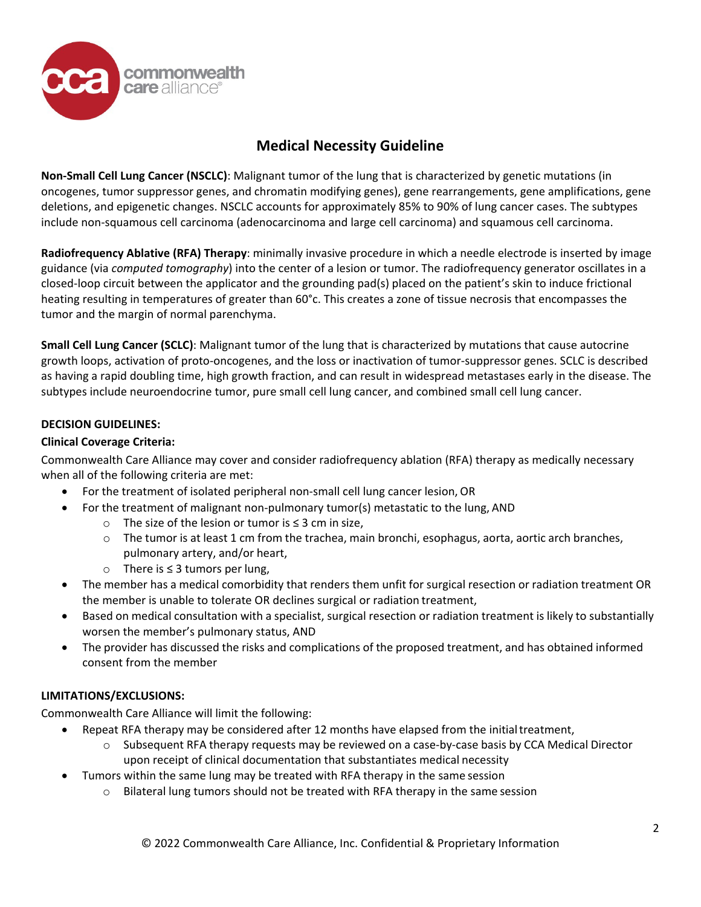## Medical Necessity Guideline

**Non-Small Cell Lung Cancer (NSCLC)**: Malignant tumor of the lung that is characterized by genetic mutations (in oncogenes, tumor suppressor genes, and chromatin modifying genes), gene rearrangements, gene amplifications, gene deletions, and epigenetic changes. NSCLC accounts for approximately 85% to 90% of lung cancer cases. The subtypes include non-squamous cell carcinoma (adenocarcinoma and large cell carcinoma) and squamous cell carcinoma.

**Radiofrequency Ablative (RFA) Therapy**: minimally invasive procedure in which a needle electrode is inserted by image guidance (via *computed tomography*) into the center of a lesion or tumor. The radiofrequency generator oscillates in a closed-loop circuit between the applicator and the grounding pad(s) placed on the patient's skin to induce frictional heating resulting in temperatures of greater than 60°c. This creates a zone of tissue necrosis that encompasses the tumor and the margin of normal parenchyma.

**Small Cell Lung Cancer (SCLC)**: Malignant tumor of the lung that is characterized by mutations that cause autocrine growth loops, activation of proto-oncogenes, and the loss or inactivation of tumor-suppressor genes. SCLC is described as having a rapid doubling time, high growth fraction, and can result in widespread metastases early in the disease. The subtypes include neuroendocrine tumor, pure small cell lung cancer, and combined small cell lung cancer.

### DECISION GUIDELINES:

**Clinical Coverage Criteria:**

Commonwealth Care Alliance may cover and consider radiofrequency ablation (RFA) therapy as medically necessary when all of the following criteria are met:

- For the treatment of isolated peripheral non-small cell lung cancer lesion, OR
- For the treatment of malignant non-pulmonary tumor(s) metastatic to the lung, AND
  - The size of the lesion or tumor is ≤ 3 cm in size,
  - The tumor is at least 1 cm from the trachea, main bronchi, esophagus, aorta, aortic arch branches, pulmonary artery, and/or heart,
  - There is ≤ 3 tumors per lung,
- The member has a medical comorbidity that renders them unfit for surgical resection or radiation treatment OR the member is unable to tolerate OR declines surgical or radiation treatment,
- Based on medical consultation with a specialist, surgical resection or radiation treatment is likely to substantially worsen the member's pulmonary status, AND
- The provider has discussed the risks and complications of the proposed treatment, and has obtained informed consent from the member

### LIMITATIONS/EXCLUSIONS:

Commonwealth Care Alliance will limit the following:

- Repeat RFA therapy may be considered after 12 months have elapsed from the initial treatment,
  - Subsequent RFA therapy requests may be reviewed on a case-by-case basis by CCA Medical Director upon receipt of clinical documentation that substantiates medical necessity
- Tumors within the same lung may be treated with RFA therapy in the same session
  - Bilateral lung tumors should not be treated with RFA therapy in the same session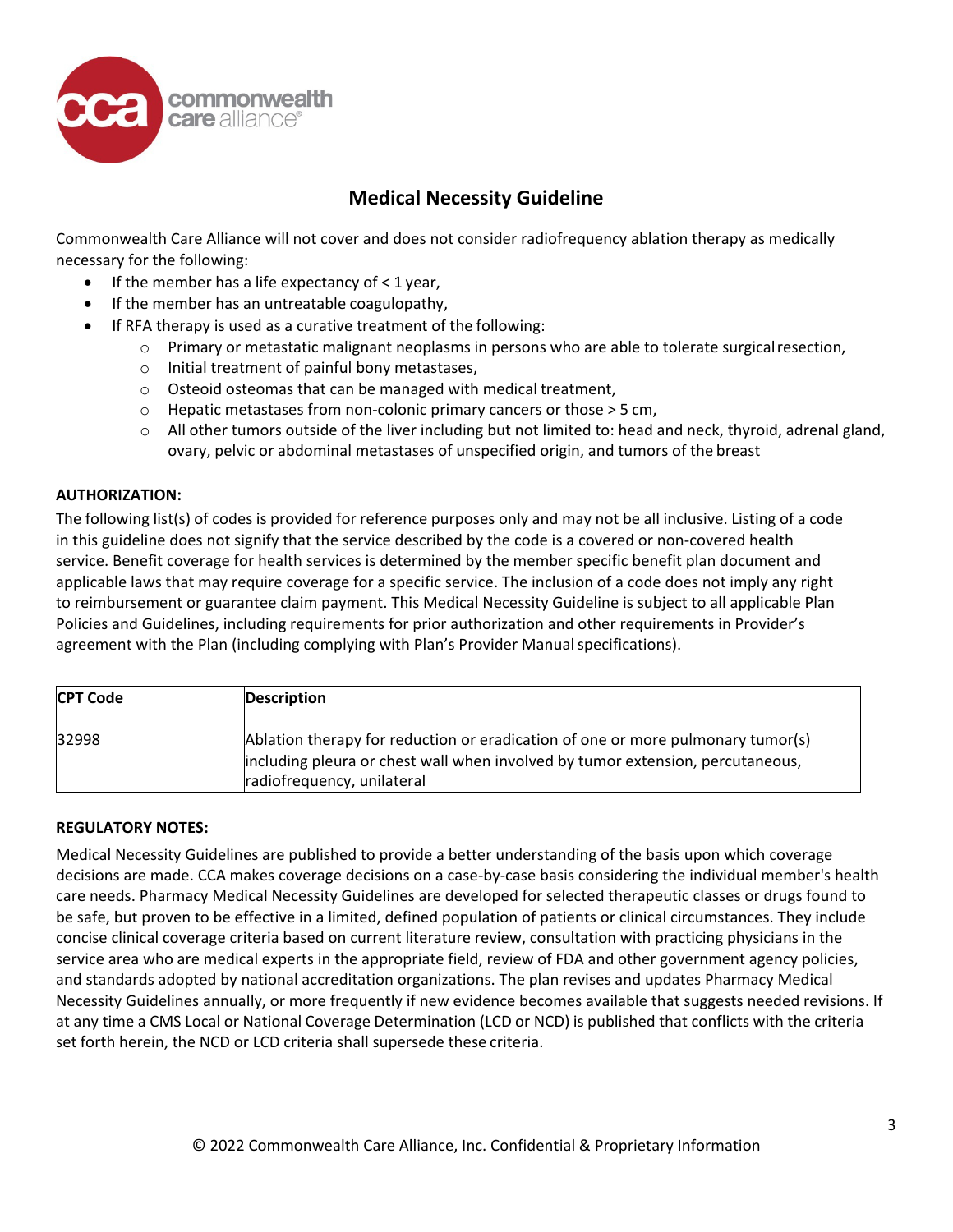## Medical Necessity Guideline

Commonwealth Care Alliance will not cover and does not consider radiofrequency ablation therapy as medically necessary for the following:

- If the member has a life expectancy of < 1 year,
- If the member has an untreatable coagulopathy,
- If RFA therapy is used as a curative treatment of the following:
  - Primary or metastatic malignant neoplasms in persons who are able to tolerate surgical resection,
  - Initial treatment of painful bony metastases,
  - Osteoid osteomas that can be managed with medical treatment,
  - Hepatic metastases from non-colonic primary cancers or those > 5 cm,
  - All other tumors outside of the liver including but not limited to: head and neck, thyroid, adrenal gland, ovary, pelvic or abdominal metastases of unspecified origin, and tumors of the breast

**AUTHORIZATION:**

The following list(s) of codes is provided for reference purposes only and may not be all inclusive. Listing of a code in this guideline does not signify that the service described by the code is a covered or non-covered health service. Benefit coverage for health services is determined by the member specific benefit plan document and applicable laws that may require coverage for a specific service. The inclusion of a code does not imply any right to reimbursement or guarantee claim payment. This Medical Necessity Guideline is subject to all applicable Plan Policies and Guidelines, including requirements for prior authorization and other requirements in Provider's agreement with the Plan (including complying with Plan's Provider Manual specifications).

| CPT Code | Description |
|---|---|
| 32998 | Ablation therapy for reduction or eradication of one or more pulmonary tumor(s) including pleura or chest wall when involved by tumor extension, percutaneous, radiofrequency, unilateral |

**REGULATORY NOTES:**

Medical Necessity Guidelines are published to provide a better understanding of the basis upon which coverage decisions are made. CCA makes coverage decisions on a case-by-case basis considering the individual member's health care needs. Pharmacy Medical Necessity Guidelines are developed for selected therapeutic classes or drugs found to be safe, but proven to be effective in a limited, defined population of patients or clinical circumstances. They include concise clinical coverage criteria based on current literature review, consultation with practicing physicians in the service area who are medical experts in the appropriate field, review of FDA and other government agency policies, and standards adopted by national accreditation organizations. The plan revises and updates Pharmacy Medical Necessity Guidelines annually, or more frequently if new evidence becomes available that suggests needed revisions. If at any time a CMS Local or National Coverage Determination (LCD or NCD) is published that conflicts with the criteria set forth herein, the NCD or LCD criteria shall supersede these criteria.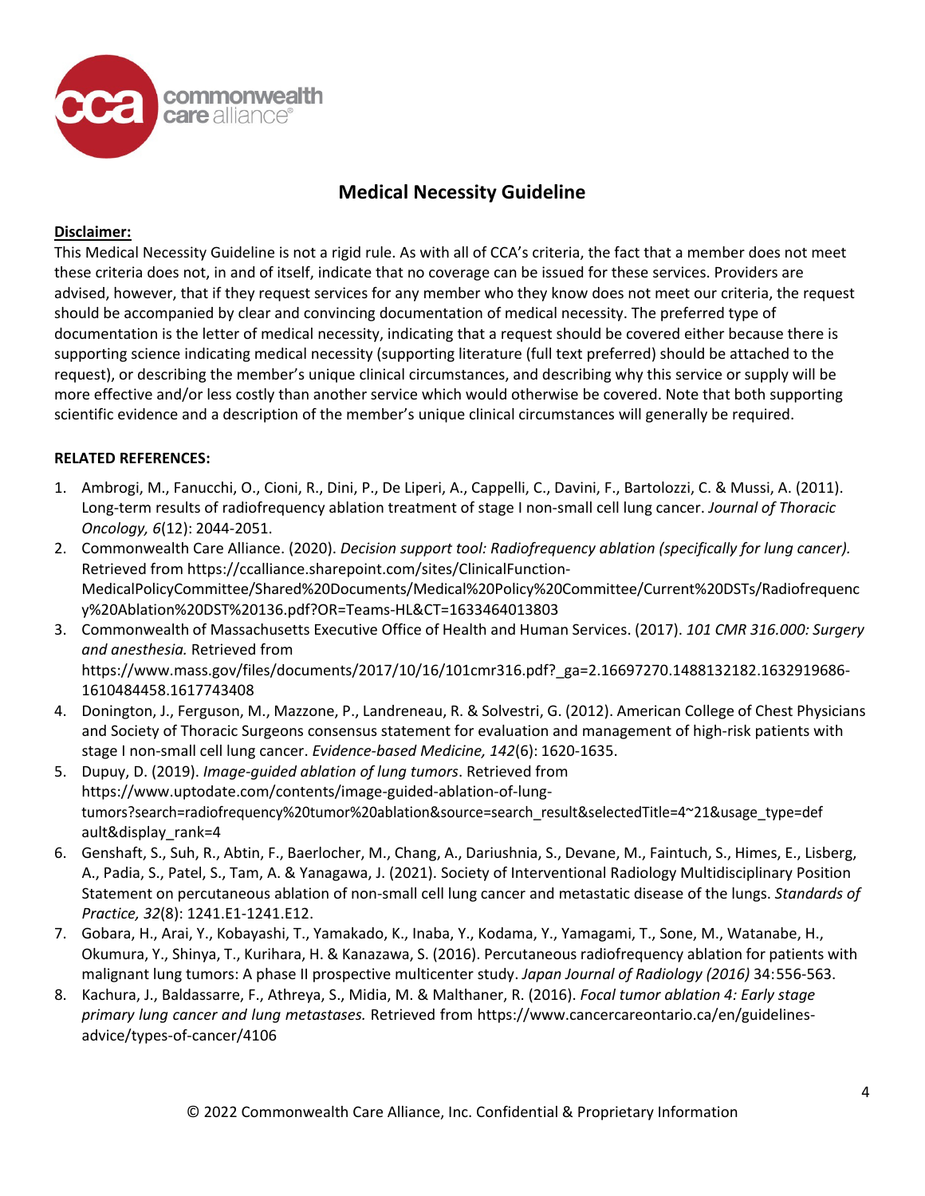## Medical Necessity Guideline

**Disclaimer:**

This Medical Necessity Guideline is not a rigid rule. As with all of CCA's criteria, the fact that a member does not meet these criteria does not, in and of itself, indicate that no coverage can be issued for these services. Providers are advised, however, that if they request services for any member who they know does not meet our criteria, the request should be accompanied by clear and convincing documentation of medical necessity. The preferred type of documentation is the letter of medical necessity, indicating that a request should be covered either because there is supporting science indicating medical necessity (supporting literature (full text preferred) should be attached to the request), or describing the member's unique clinical circumstances, and describing why this service or supply will be more effective and/or less costly than another service which would otherwise be covered. Note that both supporting scientific evidence and a description of the member's unique clinical circumstances will generally be required.

**RELATED REFERENCES:**

1. Ambrogi, M., Fanucchi, O., Cioni, R., Dini, P., De Liperi, A., Cappelli, C., Davini, F., Bartolozzi, C. & Mussi, A. (2011). Long-term results of radiofrequency ablation treatment of stage I non-small cell lung cancer. *Journal of Thoracic Oncology, 6*(12): 2044-2051.
2. Commonwealth Care Alliance. (2020). *Decision support tool: Radiofrequency ablation (specifically for lung cancer).* Retrieved from https://ccalliance.sharepoint.com/sites/ClinicalFunction-MedicalPolicyCommittee/Shared%20Documents/Medical%20Policy%20Committee/Current%20DSTs/Radiofrequency%20Ablation%20DST%20136.pdf?OR=Teams-HL&CT=1633464013803
3. Commonwealth of Massachusetts Executive Office of Health and Human Services. (2017). *101 CMR 316.000: Surgery and anesthesia.* Retrieved from https://www.mass.gov/files/documents/2017/10/16/101cmr316.pdf?_ga=2.16697270.1488132182.1632919686-1610484458.1617743408
4. Donington, J., Ferguson, M., Mazzone, P., Landreneau, R. & Solvestri, G. (2012). American College of Chest Physicians and Society of Thoracic Surgeons consensus statement for evaluation and management of high-risk patients with stage I non-small cell lung cancer. *Evidence-based Medicine, 142*(6): 1620-1635.
5. Dupuy, D. (2019). *Image-guided ablation of lung tumors*. Retrieved from https://www.uptodate.com/contents/image-guided-ablation-of-lung-tumors?search=radiofrequency%20tumor%20ablation&source=search_result&selectedTitle=4~21&usage_type=default&display_rank=4
6. Genshaft, S., Suh, R., Abtin, F., Baerlocher, M., Chang, A., Dariushnia, S., Devane, M., Faintuch, S., Himes, E., Lisberg, A., Padia, S., Patel, S., Tam, A. & Yanagawa, J. (2021). Society of Interventional Radiology Multidisciplinary Position Statement on percutaneous ablation of non-small cell lung cancer and metastatic disease of the lungs. *Standards of Practice, 32*(8): 1241.E1-1241.E12.
7. Gobara, H., Arai, Y., Kobayashi, T., Yamakado, K., Inaba, Y., Kodama, Y., Yamagami, T., Sone, M., Watanabe, H., Okumura, Y., Shinya, T., Kurihara, H. & Kanazawa, S. (2016). Percutaneous radiofrequency ablation for patients with malignant lung tumors: A phase II prospective multicenter study. *Japan Journal of Radiology (2016)* 34:556-563.
8. Kachura, J., Baldassarre, F., Athreya, S., Midia, M. & Malthaner, R. (2016). *Focal tumor ablation 4: Early stage primary lung cancer and lung metastases.* Retrieved from https://www.cancercareontario.ca/en/guidelines-advice/types-of-cancer/4106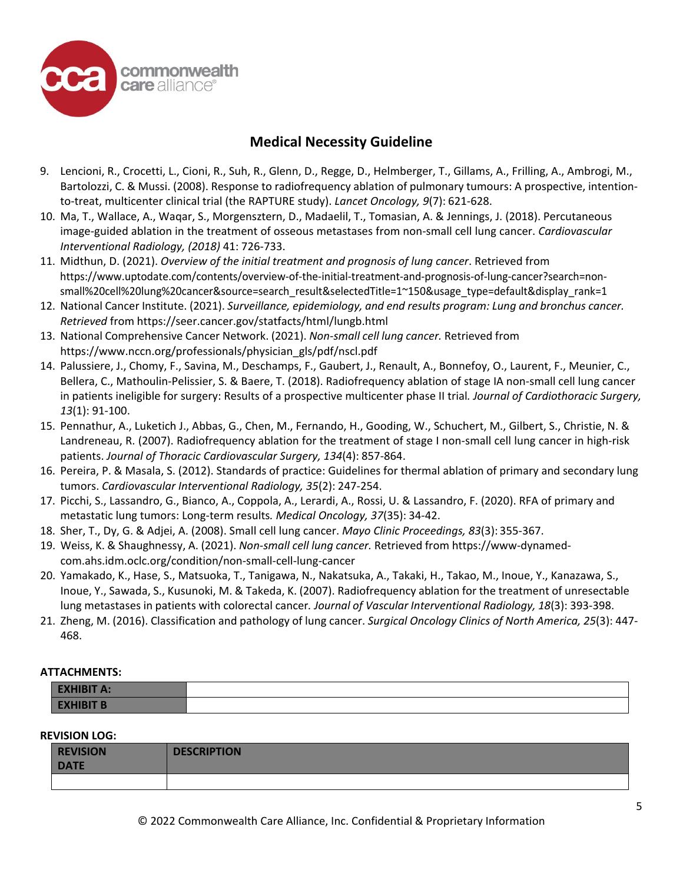# Medical Necessity Guideline

9. Lencioni, R., Crocetti, L., Cioni, R., Suh, R., Glenn, D., Regge, D., Helmberger, T., Gillams, A., Frilling, A., Ambrogi, M., Bartolozzi, C. & Mussi. (2008). Response to radiofrequency ablation of pulmonary tumours: A prospective, intention-to-treat, multicenter clinical trial (the RAPTURE study). *Lancet Oncology, 9*(7): 621-628.
10. Ma, T., Wallace, A., Waqar, S., Morgensztern, D., Madaelil, T., Tomasian, A. & Jennings, J. (2018). Percutaneous image-guided ablation in the treatment of osseous metastases from non-small cell lung cancer. *Cardiovascular Interventional Radiology, (2018)* 41: 726-733.
11. Midthun, D. (2021). *Overview of the initial treatment and prognosis of lung cancer*. Retrieved from https://www.uptodate.com/contents/overview-of-the-initial-treatment-and-prognosis-of-lung-cancer?search=non-small%20cell%20lung%20cancer&source=search_result&selectedTitle=1~150&usage_type=default&display_rank=1
12. National Cancer Institute. (2021). *Surveillance, epidemiology, and end results program: Lung and bronchus cancer. Retrieved* from https://seer.cancer.gov/statfacts/html/lungb.html
13. National Comprehensive Cancer Network. (2021). *Non-small cell lung cancer.* Retrieved from https://www.nccn.org/professionals/physician_gls/pdf/nscl.pdf
14. Palussiere, J., Chomy, F., Savina, M., Deschamps, F., Gaubert, J., Renault, A., Bonnefoy, O., Laurent, F., Meunier, C., Bellera, C., Mathoulin-Pelissier, S. & Baere, T. (2018). Radiofrequency ablation of stage IA non-small cell lung cancer in patients ineligible for surgery: Results of a prospective multicenter phase II trial. *Journal of Cardiothoracic Surgery, 13*(1): 91-100.
15. Pennathur, A., Luketich J., Abbas, G., Chen, M., Fernando, H., Gooding, W., Schuchert, M., Gilbert, S., Christie, N. & Landreneau, R. (2007). Radiofrequency ablation for the treatment of stage I non-small cell lung cancer in high-risk patients. *Journal of Thoracic Cardiovascular Surgery, 134*(4): 857-864.
16. Pereira, P. & Masala, S. (2012). Standards of practice: Guidelines for thermal ablation of primary and secondary lung tumors. *Cardiovascular Interventional Radiology, 35*(2): 247-254.
17. Picchi, S., Lassandro, G., Bianco, A., Coppola, A., Lerardi, A., Rossi, U. & Lassandro, F. (2020). RFA of primary and metastatic lung tumors: Long-term results. *Medical Oncology, 37*(35): 34-42.
18. Sher, T., Dy, G. & Adjei, A. (2008). Small cell lung cancer. *Mayo Clinic Proceedings, 83*(3): 355-367.
19. Weiss, K. & Shaughnessy, A. (2021). *Non-small cell lung cancer.* Retrieved from https://www-dynamed-com.ahs.idm.oclc.org/condition/non-small-cell-lung-cancer
20. Yamakado, K., Hase, S., Matsuoka, T., Tanigawa, N., Nakatsuka, A., Takaki, H., Takao, M., Inoue, Y., Kanazawa, S., Inoue, Y., Sawada, S., Kusunoki, M. & Takeda, K. (2007). Radiofrequency ablation for the treatment of unresectable lung metastases in patients with colorectal cancer. *Journal of Vascular Interventional Radiology, 18*(3): 393-398.
21. Zheng, M. (2016). Classification and pathology of lung cancer. *Surgical Oncology Clinics of North America, 25*(3): 447-468.

**ATTACHMENTS:**

| | |
|---|---|
| **EXHIBIT A:** | |
| **EXHIBIT B** | |

**REVISION LOG:**

| REVISION DATE | DESCRIPTION |
|---|---|
| | |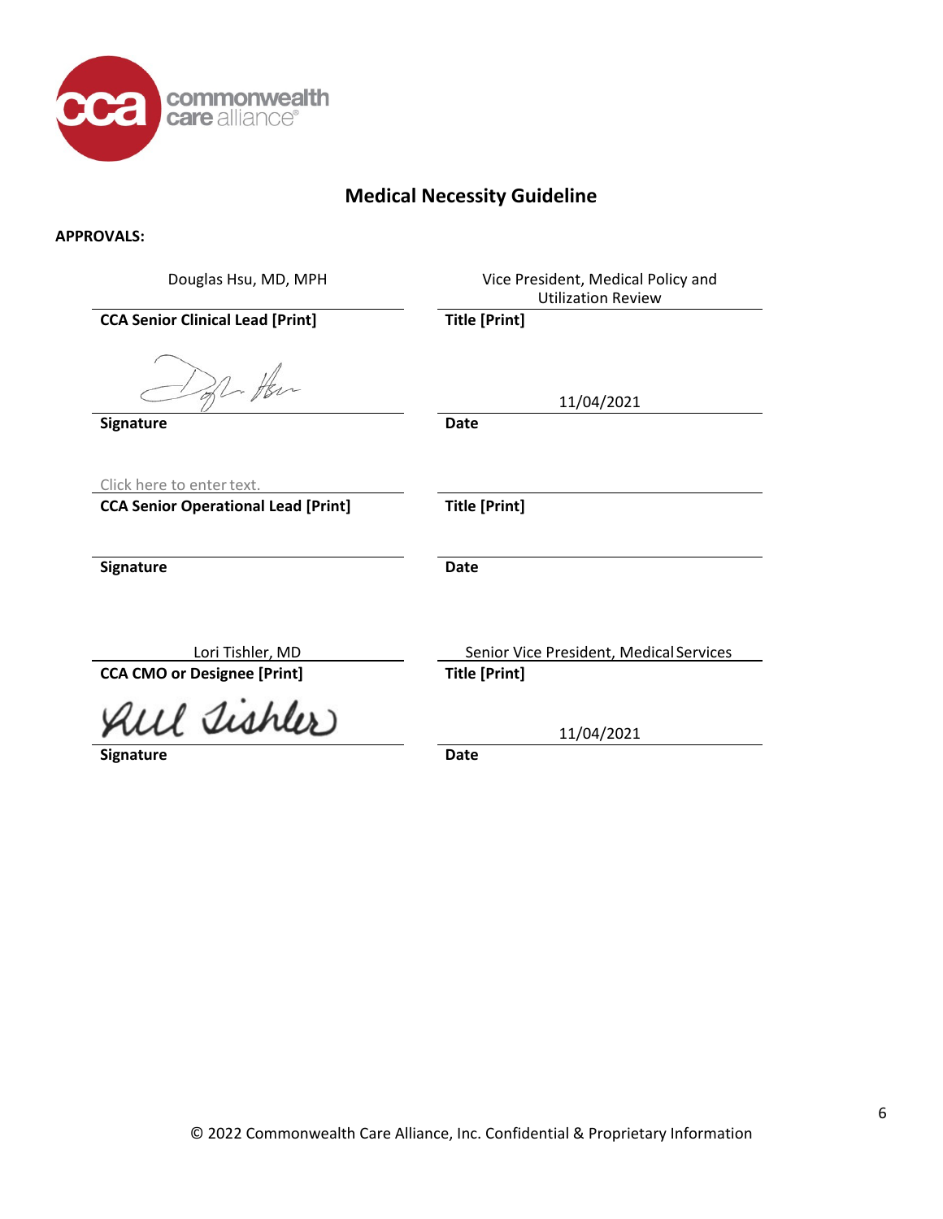## Medical Necessity Guideline

**APPROVALS:**

| | |
|---|---|
| Douglas Hsu, MD, MPH | Vice President, Medical Policy and Utilization Review |
| **CCA Senior Clinical Lead [Print]** | **Title [Print]** |
| | 11/04/2021 |
| **Signature** | **Date** |
| Click here to enter text. | |
| **CCA Senior Operational Lead [Print]** | **Title [Print]** |
| | |
| **Signature** | **Date** |
| Lori Tishler, MD | Senior Vice President, Medical Services |
| **CCA CMO or Designee [Print]** | **Title [Print]** |
| | 11/04/2021 |
| **Signature** | **Date** |

© 2022 Commonwealth Care Alliance, Inc. Confidential & Proprietary Information